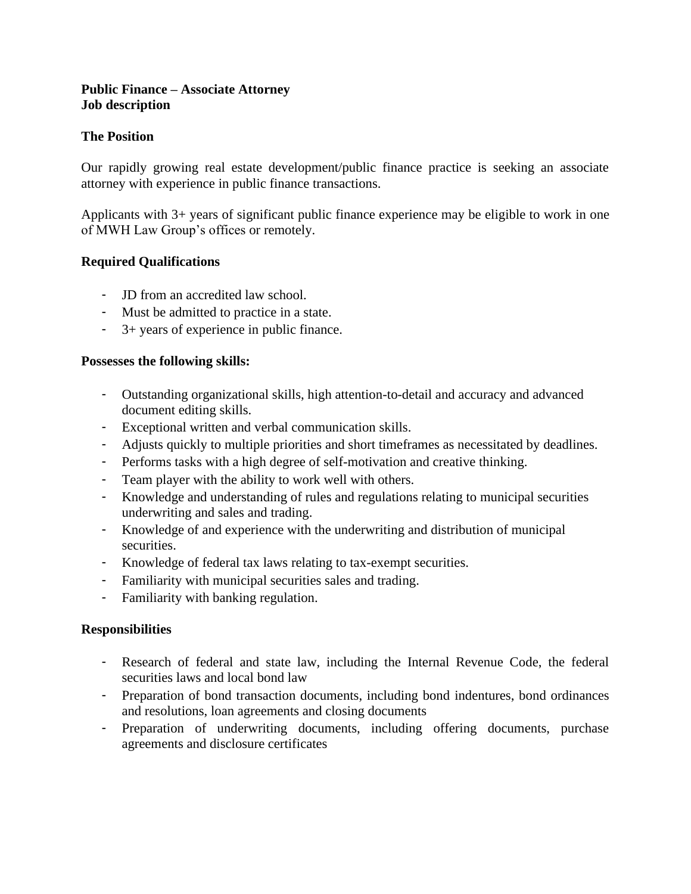**Public Finance – Associate Attorney**
**Job description**

**The Position**

Our rapidly growing real estate development/public finance practice is seeking an associate attorney with experience in public finance transactions.

Applicants with 3+ years of significant public finance experience may be eligible to work in one of MWH Law Group's offices or remotely.

**Required Qualifications**

- JD from an accredited law school.
- Must be admitted to practice in a state.
- 3+ years of experience in public finance.

**Possesses the following skills:**

- Outstanding organizational skills, high attention-to-detail and accuracy and advanced document editing skills.
- Exceptional written and verbal communication skills.
- Adjusts quickly to multiple priorities and short timeframes as necessitated by deadlines.
- Performs tasks with a high degree of self-motivation and creative thinking.
- Team player with the ability to work well with others.
- Knowledge and understanding of rules and regulations relating to municipal securities underwriting and sales and trading.
- Knowledge of and experience with the underwriting and distribution of municipal securities.
- Knowledge of federal tax laws relating to tax-exempt securities.
- Familiarity with municipal securities sales and trading.
- Familiarity with banking regulation.

**Responsibilities**

- Research of federal and state law, including the Internal Revenue Code, the federal securities laws and local bond law
- Preparation of bond transaction documents, including bond indentures, bond ordinances and resolutions, loan agreements and closing documents
- Preparation of underwriting documents, including offering documents, purchase agreements and disclosure certificates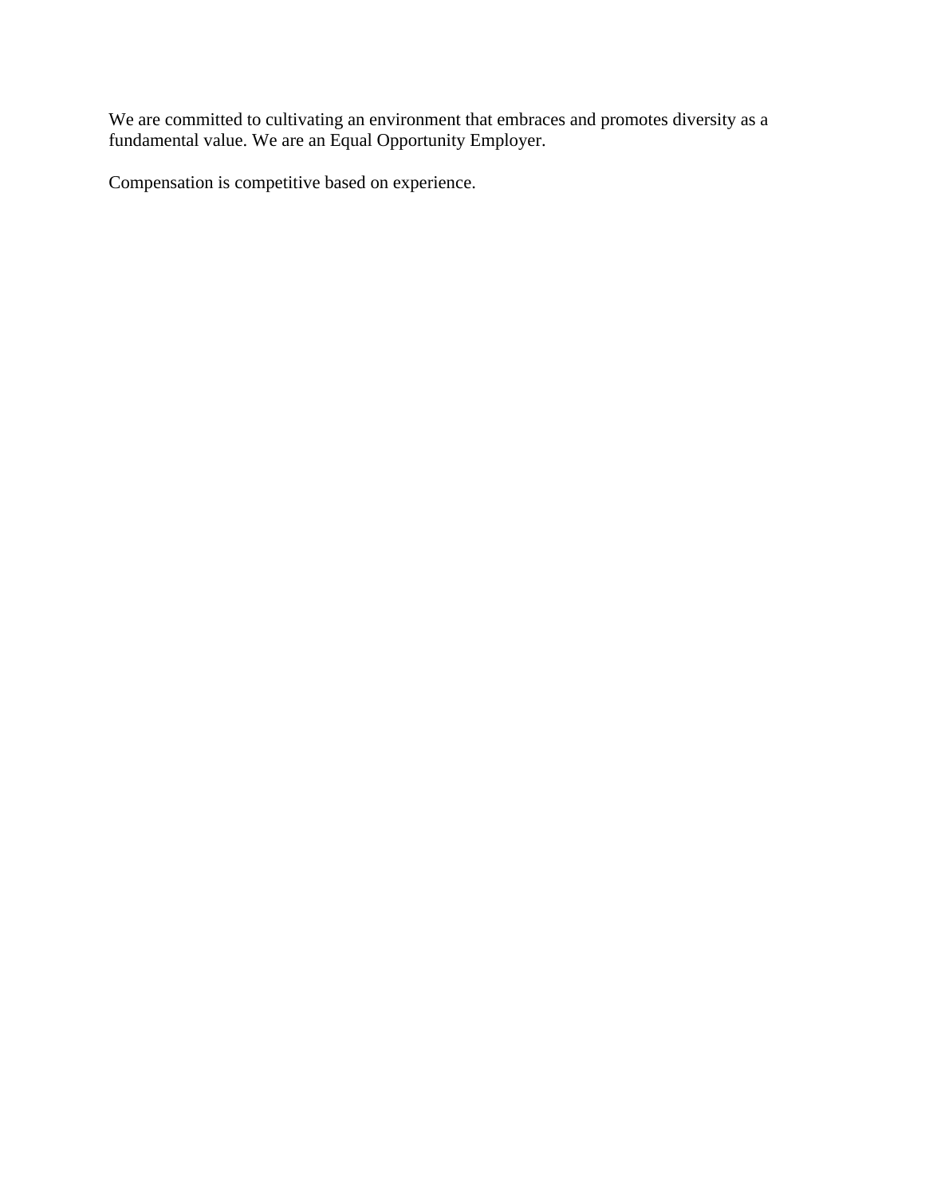We are committed to cultivating an environment that embraces and promotes diversity as a fundamental value. We are an Equal Opportunity Employer.

Compensation is competitive based on experience.